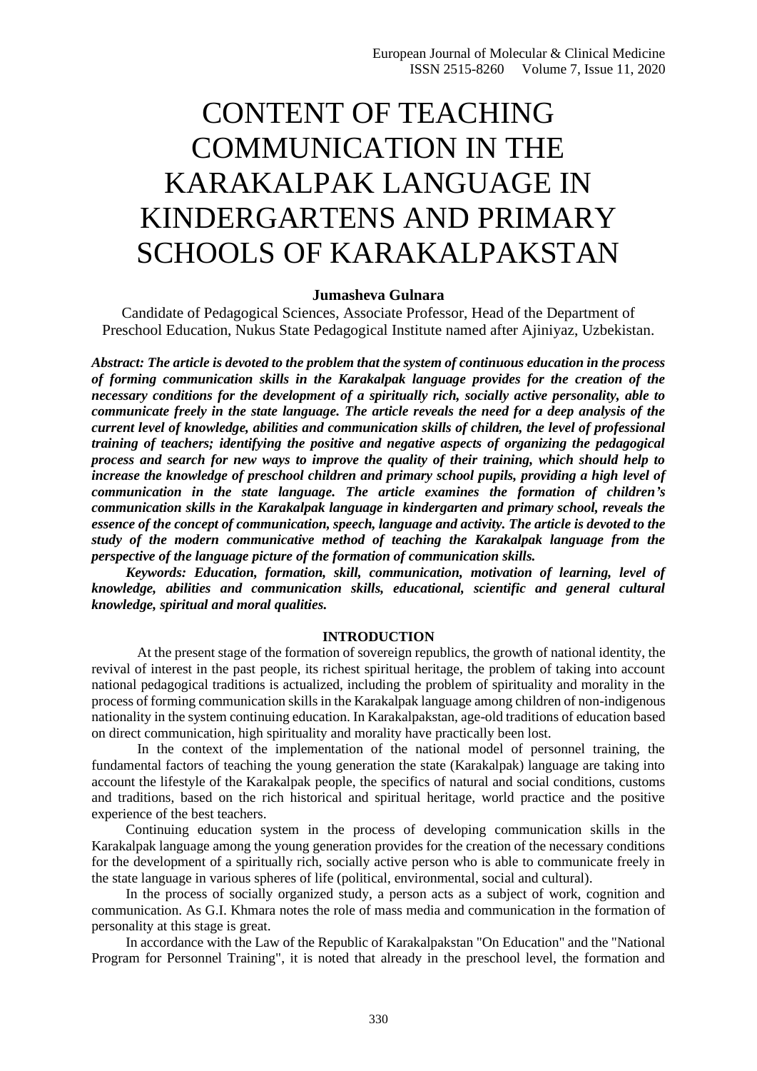# CONTENT OF TEACHING COMMUNICATION IN THE KARAKALPAK LANGUAGE IN KINDERGARTENS AND PRIMARY SCHOOLS OF KARAKALPAKSTAN

**Jumasheva Gulnara**

Candidate of Pedagogical Sciences, Associate Professor, Head of the Department of Preschool Education, Nukus State Pedagogical Institute named after Ajiniyaz, Uzbekistan.

***Abstract: The article is devoted to the problem that the system of continuous education in the process of forming communication skills in the Karakalpak language provides for the creation of the necessary conditions for the development of a spiritually rich, socially active personality, able to communicate freely in the state language. The article reveals the need for a deep analysis of the current level of knowledge, abilities and communication skills of children, the level of professional training of teachers; identifying the positive and negative aspects of organizing the pedagogical process and search for new ways to improve the quality of their training, which should help to increase the knowledge of preschool children and primary school pupils, providing a high level of communication in the state language. The article examines the formation of children's communication skills in the Karakalpak language in kindergarten and primary school, reveals the essence of the concept of communication, speech, language and activity. The article is devoted to the study of the modern communicative method of teaching the Karakalpak language from the perspective of the language picture of the formation of communication skills.***

***Keywords: Education, formation, skill, communication, motivation of learning, level of knowledge, abilities and communication skills, educational, scientific and general cultural knowledge, spiritual and moral qualities.***

## INTRODUCTION

At the present stage of the formation of sovereign republics, the growth of national identity, the revival of interest in the past people, its richest spiritual heritage, the problem of taking into account national pedagogical traditions is actualized, including the problem of spirituality and morality in the process of forming communication skills in the Karakalpak language among children of non-indigenous nationality in the system continuing education. In Karakalpakstan, age-old traditions of education based on direct communication, high spirituality and morality have practically been lost.

In the context of the implementation of the national model of personnel training, the fundamental factors of teaching the young generation the state (Karakalpak) language are taking into account the lifestyle of the Karakalpak people, the specifics of natural and social conditions, customs and traditions, based on the rich historical and spiritual heritage, world practice and the positive experience of the best teachers.

Continuing education system in the process of developing communication skills in the Karakalpak language among the young generation provides for the creation of the necessary conditions for the development of a spiritually rich, socially active person who is able to communicate freely in the state language in various spheres of life (political, environmental, social and cultural).

In the process of socially organized study, a person acts as a subject of work, cognition and communication. As G.I. Khmara notes the role of mass media and communication in the formation of personality at this stage is great.

In accordance with the Law of the Republic of Karakalpakstan "On Education" and the "National Program for Personnel Training", it is noted that already in the preschool level, the formation and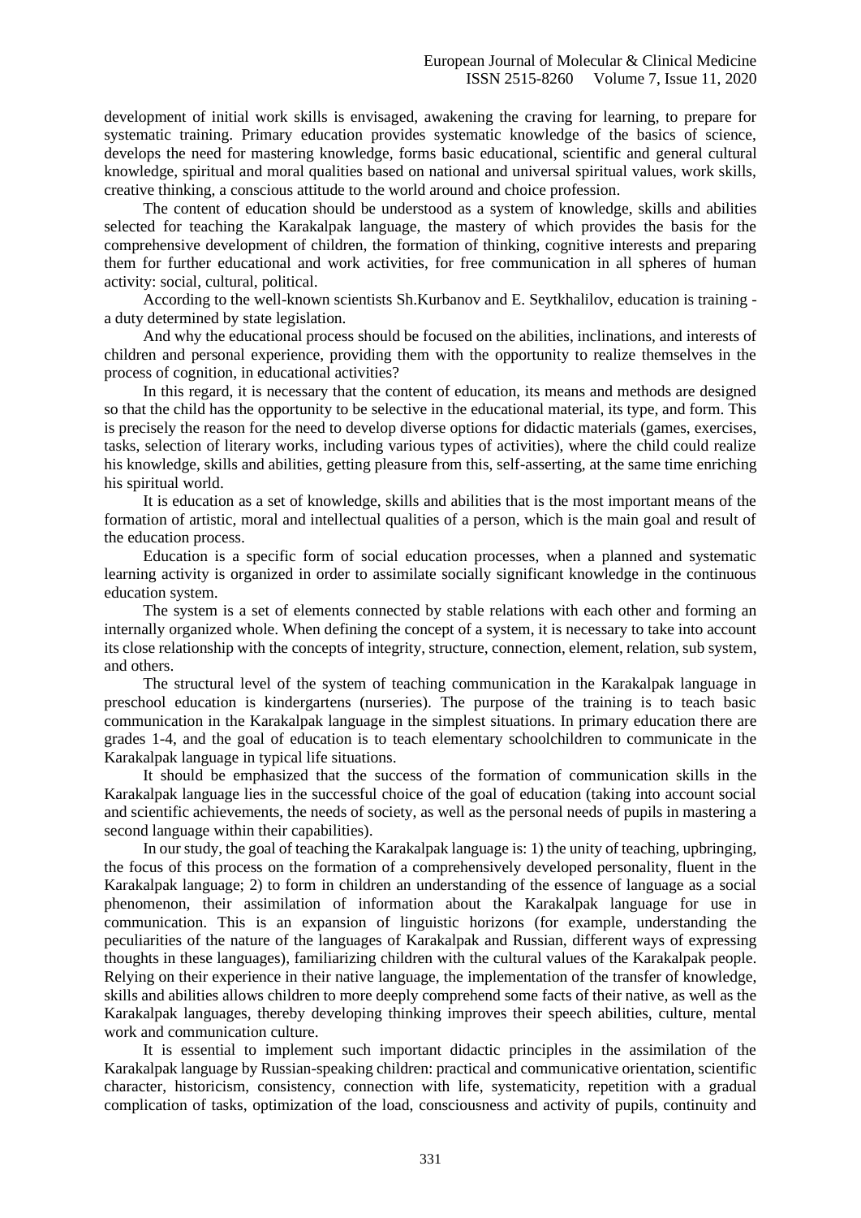development of initial work skills is envisaged, awakening the craving for learning, to prepare for systematic training. Primary education provides systematic knowledge of the basics of science, develops the need for mastering knowledge, forms basic educational, scientific and general cultural knowledge, spiritual and moral qualities based on national and universal spiritual values, work skills, creative thinking, a conscious attitude to the world around and choice profession.

The content of education should be understood as a system of knowledge, skills and abilities selected for teaching the Karakalpak language, the mastery of which provides the basis for the comprehensive development of children, the formation of thinking, cognitive interests and preparing them for further educational and work activities, for free communication in all spheres of human activity: social, cultural, political.

According to the well-known scientists Sh.Kurbanov and E. Seytkhalilov, education is training - a duty determined by state legislation.

And why the educational process should be focused on the abilities, inclinations, and interests of children and personal experience, providing them with the opportunity to realize themselves in the process of cognition, in educational activities?

In this regard, it is necessary that the content of education, its means and methods are designed so that the child has the opportunity to be selective in the educational material, its type, and form. This is precisely the reason for the need to develop diverse options for didactic materials (games, exercises, tasks, selection of literary works, including various types of activities), where the child could realize his knowledge, skills and abilities, getting pleasure from this, self-asserting, at the same time enriching his spiritual world.

It is education as a set of knowledge, skills and abilities that is the most important means of the formation of artistic, moral and intellectual qualities of a person, which is the main goal and result of the education process.

Education is a specific form of social education processes, when a planned and systematic learning activity is organized in order to assimilate socially significant knowledge in the continuous education system.

The system is a set of elements connected by stable relations with each other and forming an internally organized whole. When defining the concept of a system, it is necessary to take into account its close relationship with the concepts of integrity, structure, connection, element, relation, sub system, and others.

The structural level of the system of teaching communication in the Karakalpak language in preschool education is kindergartens (nurseries). The purpose of the training is to teach basic communication in the Karakalpak language in the simplest situations. In primary education there are grades 1-4, and the goal of education is to teach elementary schoolchildren to communicate in the Karakalpak language in typical life situations.

It should be emphasized that the success of the formation of communication skills in the Karakalpak language lies in the successful choice of the goal of education (taking into account social and scientific achievements, the needs of society, as well as the personal needs of pupils in mastering a second language within their capabilities).

In our study, the goal of teaching the Karakalpak language is: 1) the unity of teaching, upbringing, the focus of this process on the formation of a comprehensively developed personality, fluent in the Karakalpak language; 2) to form in children an understanding of the essence of language as a social phenomenon, their assimilation of information about the Karakalpak language for use in communication. This is an expansion of linguistic horizons (for example, understanding the peculiarities of the nature of the languages of Karakalpak and Russian, different ways of expressing thoughts in these languages), familiarizing children with the cultural values of the Karakalpak people. Relying on their experience in their native language, the implementation of the transfer of knowledge, skills and abilities allows children to more deeply comprehend some facts of their native, as well as the Karakalpak languages, thereby developing thinking improves their speech abilities, culture, mental work and communication culture.

It is essential to implement such important didactic principles in the assimilation of the Karakalpak language by Russian-speaking children: practical and communicative orientation, scientific character, historicism, consistency, connection with life, systematicity, repetition with a gradual complication of tasks, optimization of the load, consciousness and activity of pupils, continuity and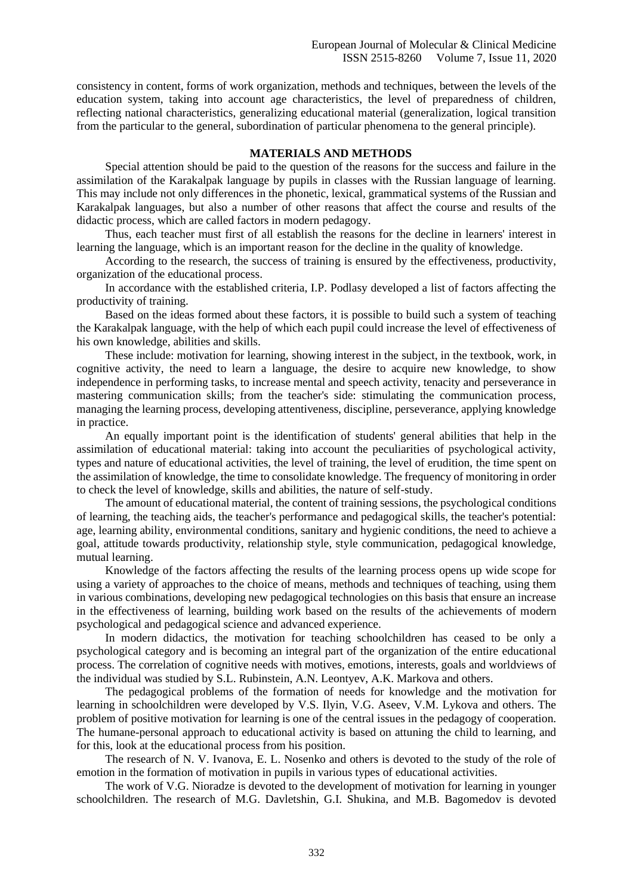consistency in content, forms of work organization, methods and techniques, between the levels of the education system, taking into account age characteristics, the level of preparedness of children, reflecting national characteristics, generalizing educational material (generalization, logical transition from the particular to the general, subordination of particular phenomena to the general principle).

## MATERIALS AND METHODS

Special attention should be paid to the question of the reasons for the success and failure in the assimilation of the Karakalpak language by pupils in classes with the Russian language of learning. This may include not only differences in the phonetic, lexical, grammatical systems of the Russian and Karakalpak languages, but also a number of other reasons that affect the course and results of the didactic process, which are called factors in modern pedagogy.

Thus, each teacher must first of all establish the reasons for the decline in learners' interest in learning the language, which is an important reason for the decline in the quality of knowledge.

According to the research, the success of training is ensured by the effectiveness, productivity, organization of the educational process.

In accordance with the established criteria, I.P. Podlasy developed a list of factors affecting the productivity of training.

Based on the ideas formed about these factors, it is possible to build such a system of teaching the Karakalpak language, with the help of which each pupil could increase the level of effectiveness of his own knowledge, abilities and skills.

These include: motivation for learning, showing interest in the subject, in the textbook, work, in cognitive activity, the need to learn a language, the desire to acquire new knowledge, to show independence in performing tasks, to increase mental and speech activity, tenacity and perseverance in mastering communication skills; from the teacher's side: stimulating the communication process, managing the learning process, developing attentiveness, discipline, perseverance, applying knowledge in practice.

An equally important point is the identification of students' general abilities that help in the assimilation of educational material: taking into account the peculiarities of psychological activity, types and nature of educational activities, the level of training, the level of erudition, the time spent on the assimilation of knowledge, the time to consolidate knowledge. The frequency of monitoring in order to check the level of knowledge, skills and abilities, the nature of self-study.

The amount of educational material, the content of training sessions, the psychological conditions of learning, the teaching aids, the teacher's performance and pedagogical skills, the teacher's potential: age, learning ability, environmental conditions, sanitary and hygienic conditions, the need to achieve a goal, attitude towards productivity, relationship style, style communication, pedagogical knowledge, mutual learning.

Knowledge of the factors affecting the results of the learning process opens up wide scope for using a variety of approaches to the choice of means, methods and techniques of teaching, using them in various combinations, developing new pedagogical technologies on this basis that ensure an increase in the effectiveness of learning, building work based on the results of the achievements of modern psychological and pedagogical science and advanced experience.

In modern didactics, the motivation for teaching schoolchildren has ceased to be only a psychological category and is becoming an integral part of the organization of the entire educational process. The correlation of cognitive needs with motives, emotions, interests, goals and worldviews of the individual was studied by S.L. Rubinstein, A.N. Leontyev, A.K. Markova and others.

The pedagogical problems of the formation of needs for knowledge and the motivation for learning in schoolchildren were developed by V.S. Ilyin, V.G. Aseev, V.M. Lykova and others. The problem of positive motivation for learning is one of the central issues in the pedagogy of cooperation. The humane-personal approach to educational activity is based on attuning the child to learning, and for this, look at the educational process from his position.

The research of N. V. Ivanova, E. L. Nosenko and others is devoted to the study of the role of emotion in the formation of motivation in pupils in various types of educational activities.

The work of V.G. Nioradze is devoted to the development of motivation for learning in younger schoolchildren. The research of M.G. Davletshin, G.I. Shukina, and M.B. Bagomedov is devoted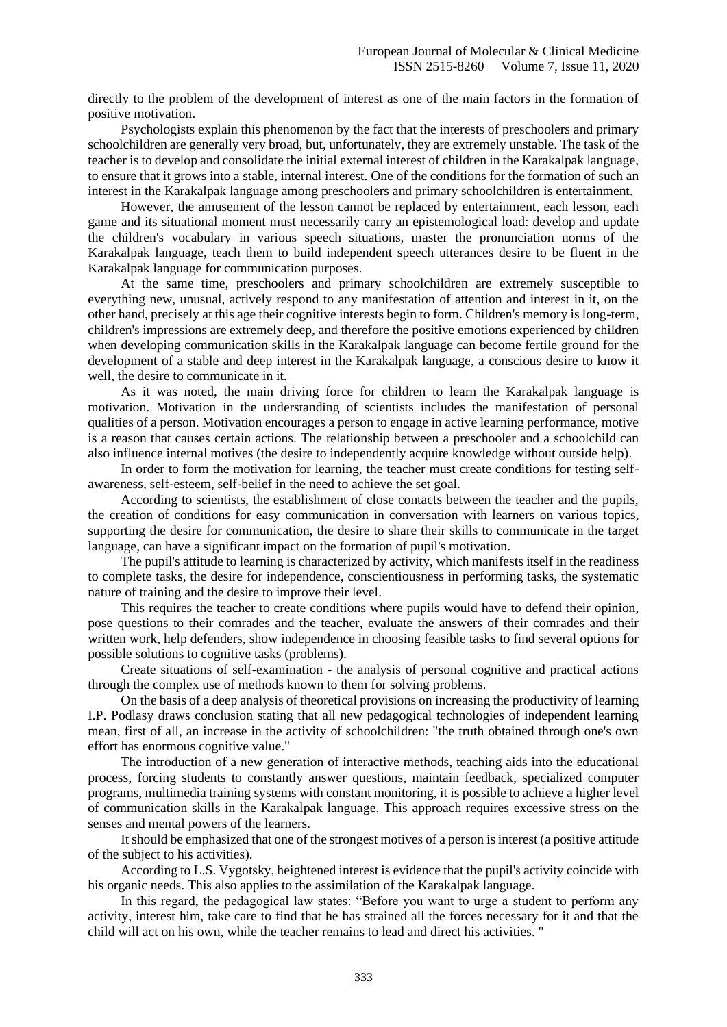directly to the problem of the development of interest as one of the main factors in the formation of positive motivation.

Psychologists explain this phenomenon by the fact that the interests of preschoolers and primary schoolchildren are generally very broad, but, unfortunately, they are extremely unstable. The task of the teacher is to develop and consolidate the initial external interest of children in the Karakalpak language, to ensure that it grows into a stable, internal interest. One of the conditions for the formation of such an interest in the Karakalpak language among preschoolers and primary schoolchildren is entertainment.

However, the amusement of the lesson cannot be replaced by entertainment, each lesson, each game and its situational moment must necessarily carry an epistemological load: develop and update the children's vocabulary in various speech situations, master the pronunciation norms of the Karakalpak language, teach them to build independent speech utterances desire to be fluent in the Karakalpak language for communication purposes.

At the same time, preschoolers and primary schoolchildren are extremely susceptible to everything new, unusual, actively respond to any manifestation of attention and interest in it, on the other hand, precisely at this age their cognitive interests begin to form. Children's memory is long-term, children's impressions are extremely deep, and therefore the positive emotions experienced by children when developing communication skills in the Karakalpak language can become fertile ground for the development of a stable and deep interest in the Karakalpak language, a conscious desire to know it well, the desire to communicate in it.

As it was noted, the main driving force for children to learn the Karakalpak language is motivation. Motivation in the understanding of scientists includes the manifestation of personal qualities of a person. Motivation encourages a person to engage in active learning performance, motive is a reason that causes certain actions. The relationship between a preschooler and a schoolchild can also influence internal motives (the desire to independently acquire knowledge without outside help).

In order to form the motivation for learning, the teacher must create conditions for testing self-awareness, self-esteem, self-belief in the need to achieve the set goal.

According to scientists, the establishment of close contacts between the teacher and the pupils, the creation of conditions for easy communication in conversation with learners on various topics, supporting the desire for communication, the desire to share their skills to communicate in the target language, can have a significant impact on the formation of pupil's motivation.

The pupil's attitude to learning is characterized by activity, which manifests itself in the readiness to complete tasks, the desire for independence, conscientiousness in performing tasks, the systematic nature of training and the desire to improve their level.

This requires the teacher to create conditions where pupils would have to defend their opinion, pose questions to their comrades and the teacher, evaluate the answers of their comrades and their written work, help defenders, show independence in choosing feasible tasks to find several options for possible solutions to cognitive tasks (problems).

Create situations of self-examination - the analysis of personal cognitive and practical actions through the complex use of methods known to them for solving problems.

On the basis of a deep analysis of theoretical provisions on increasing the productivity of learning I.P. Podlasy draws conclusion stating that all new pedagogical technologies of independent learning mean, first of all, an increase in the activity of schoolchildren: "the truth obtained through one's own effort has enormous cognitive value."

The introduction of a new generation of interactive methods, teaching aids into the educational process, forcing students to constantly answer questions, maintain feedback, specialized computer programs, multimedia training systems with constant monitoring, it is possible to achieve a higher level of communication skills in the Karakalpak language. This approach requires excessive stress on the senses and mental powers of the learners.

It should be emphasized that one of the strongest motives of a person is interest (a positive attitude of the subject to his activities).

According to L.S. Vygotsky, heightened interest is evidence that the pupil's activity coincide with his organic needs. This also applies to the assimilation of the Karakalpak language.

In this regard, the pedagogical law states: "Before you want to urge a student to perform any activity, interest him, take care to find that he has strained all the forces necessary for it and that the child will act on his own, while the teacher remains to lead and direct his activities. "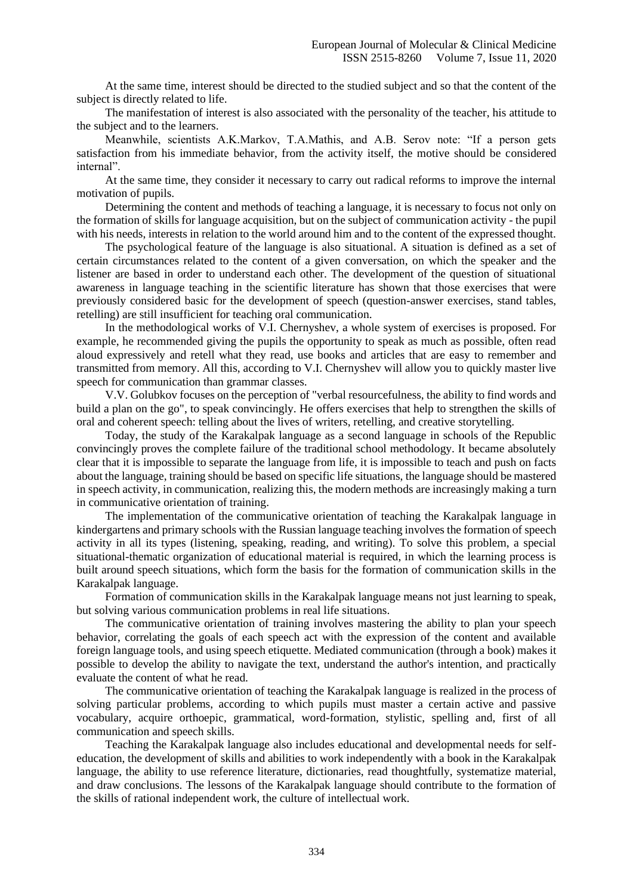At the same time, interest should be directed to the studied subject and so that the content of the subject is directly related to life.

The manifestation of interest is also associated with the personality of the teacher, his attitude to the subject and to the learners.

Meanwhile, scientists A.K.Markov, T.A.Mathis, and A.B. Serov note: "If a person gets satisfaction from his immediate behavior, from the activity itself, the motive should be considered internal".

At the same time, they consider it necessary to carry out radical reforms to improve the internal motivation of pupils.

Determining the content and methods of teaching a language, it is necessary to focus not only on the formation of skills for language acquisition, but on the subject of communication activity - the pupil with his needs, interests in relation to the world around him and to the content of the expressed thought.

The psychological feature of the language is also situational. A situation is defined as a set of certain circumstances related to the content of a given conversation, on which the speaker and the listener are based in order to understand each other. The development of the question of situational awareness in language teaching in the scientific literature has shown that those exercises that were previously considered basic for the development of speech (question-answer exercises, stand tables, retelling) are still insufficient for teaching oral communication.

In the methodological works of V.I. Chernyshev, a whole system of exercises is proposed. For example, he recommended giving the pupils the opportunity to speak as much as possible, often read aloud expressively and retell what they read, use books and articles that are easy to remember and transmitted from memory. All this, according to V.I. Chernyshev will allow you to quickly master live speech for communication than grammar classes.

V.V. Golubkov focuses on the perception of "verbal resourcefulness, the ability to find words and build a plan on the go", to speak convincingly. He offers exercises that help to strengthen the skills of oral and coherent speech: telling about the lives of writers, retelling, and creative storytelling.

Today, the study of the Karakalpak language as a second language in schools of the Republic convincingly proves the complete failure of the traditional school methodology. It became absolutely clear that it is impossible to separate the language from life, it is impossible to teach and push on facts about the language, training should be based on specific life situations, the language should be mastered in speech activity, in communication, realizing this, the modern methods are increasingly making a turn in communicative orientation of training.

The implementation of the communicative orientation of teaching the Karakalpak language in kindergartens and primary schools with the Russian language teaching involves the formation of speech activity in all its types (listening, speaking, reading, and writing). To solve this problem, a special situational-thematic organization of educational material is required, in which the learning process is built around speech situations, which form the basis for the formation of communication skills in the Karakalpak language.

Formation of communication skills in the Karakalpak language means not just learning to speak, but solving various communication problems in real life situations.

The communicative orientation of training involves mastering the ability to plan your speech behavior, correlating the goals of each speech act with the expression of the content and available foreign language tools, and using speech etiquette. Mediated communication (through a book) makes it possible to develop the ability to navigate the text, understand the author's intention, and practically evaluate the content of what he read.

The communicative orientation of teaching the Karakalpak language is realized in the process of solving particular problems, according to which pupils must master a certain active and passive vocabulary, acquire orthoepic, grammatical, word-formation, stylistic, spelling and, first of all communication and speech skills.

Teaching the Karakalpak language also includes educational and developmental needs for self-education, the development of skills and abilities to work independently with a book in the Karakalpak language, the ability to use reference literature, dictionaries, read thoughtfully, systematize material, and draw conclusions. The lessons of the Karakalpak language should contribute to the formation of the skills of rational independent work, the culture of intellectual work.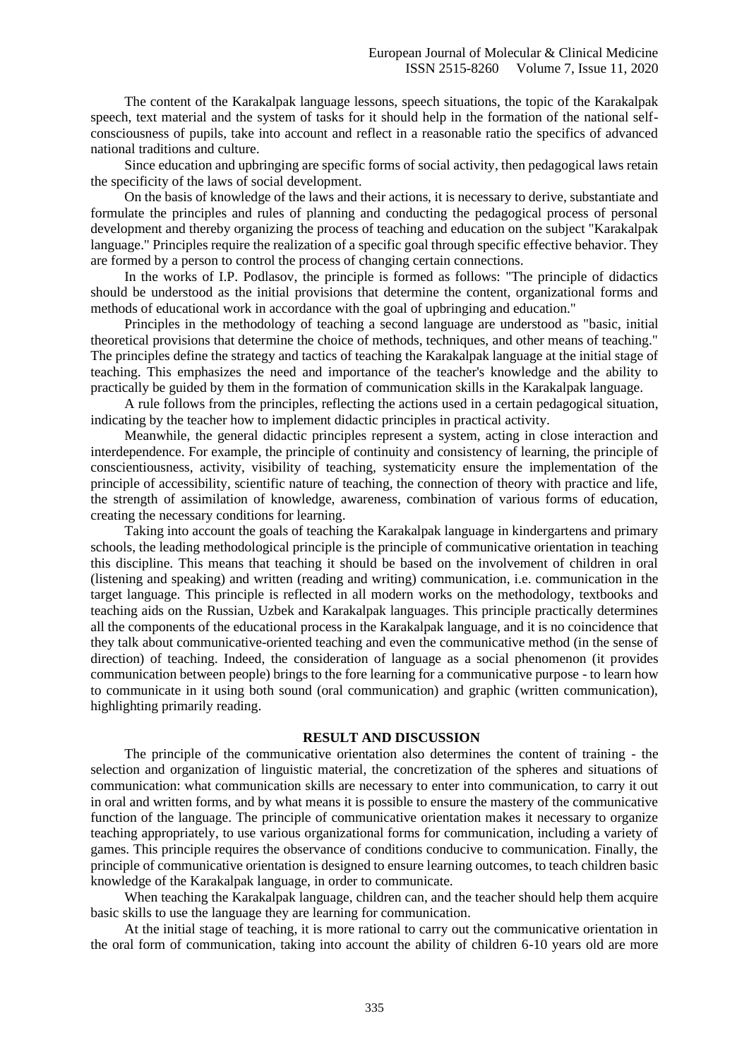The content of the Karakalpak language lessons, speech situations, the topic of the Karakalpak speech, text material and the system of tasks for it should help in the formation of the national self-consciousness of pupils, take into account and reflect in a reasonable ratio the specifics of advanced national traditions and culture.

Since education and upbringing are specific forms of social activity, then pedagogical laws retain the specificity of the laws of social development.

On the basis of knowledge of the laws and their actions, it is necessary to derive, substantiate and formulate the principles and rules of planning and conducting the pedagogical process of personal development and thereby organizing the process of teaching and education on the subject "Karakalpak language." Principles require the realization of a specific goal through specific effective behavior. They are formed by a person to control the process of changing certain connections.

In the works of I.P. Podlasov, the principle is formed as follows: "The principle of didactics should be understood as the initial provisions that determine the content, organizational forms and methods of educational work in accordance with the goal of upbringing and education."

Principles in the methodology of teaching a second language are understood as "basic, initial theoretical provisions that determine the choice of methods, techniques, and other means of teaching." The principles define the strategy and tactics of teaching the Karakalpak language at the initial stage of teaching. This emphasizes the need and importance of the teacher's knowledge and the ability to practically be guided by them in the formation of communication skills in the Karakalpak language.

A rule follows from the principles, reflecting the actions used in a certain pedagogical situation, indicating by the teacher how to implement didactic principles in practical activity.

Meanwhile, the general didactic principles represent a system, acting in close interaction and interdependence. For example, the principle of continuity and consistency of learning, the principle of conscientiousness, activity, visibility of teaching, systematicity ensure the implementation of the principle of accessibility, scientific nature of teaching, the connection of theory with practice and life, the strength of assimilation of knowledge, awareness, combination of various forms of education, creating the necessary conditions for learning.

Taking into account the goals of teaching the Karakalpak language in kindergartens and primary schools, the leading methodological principle is the principle of communicative orientation in teaching this discipline. This means that teaching it should be based on the involvement of children in oral (listening and speaking) and written (reading and writing) communication, i.e. communication in the target language. This principle is reflected in all modern works on the methodology, textbooks and teaching aids on the Russian, Uzbek and Karakalpak languages. This principle practically determines all the components of the educational process in the Karakalpak language, and it is no coincidence that they talk about communicative-oriented teaching and even the communicative method (in the sense of direction) of teaching. Indeed, the consideration of language as a social phenomenon (it provides communication between people) brings to the fore learning for a communicative purpose - to learn how to communicate in it using both sound (oral communication) and graphic (written communication), highlighting primarily reading.

## RESULT AND DISCUSSION

The principle of the communicative orientation also determines the content of training - the selection and organization of linguistic material, the concretization of the spheres and situations of communication: what communication skills are necessary to enter into communication, to carry it out in oral and written forms, and by what means it is possible to ensure the mastery of the communicative function of the language. The principle of communicative orientation makes it necessary to organize teaching appropriately, to use various organizational forms for communication, including a variety of games. This principle requires the observance of conditions conducive to communication. Finally, the principle of communicative orientation is designed to ensure learning outcomes, to teach children basic knowledge of the Karakalpak language, in order to communicate.

When teaching the Karakalpak language, children can, and the teacher should help them acquire basic skills to use the language they are learning for communication.

At the initial stage of teaching, it is more rational to carry out the communicative orientation in the oral form of communication, taking into account the ability of children 6-10 years old are more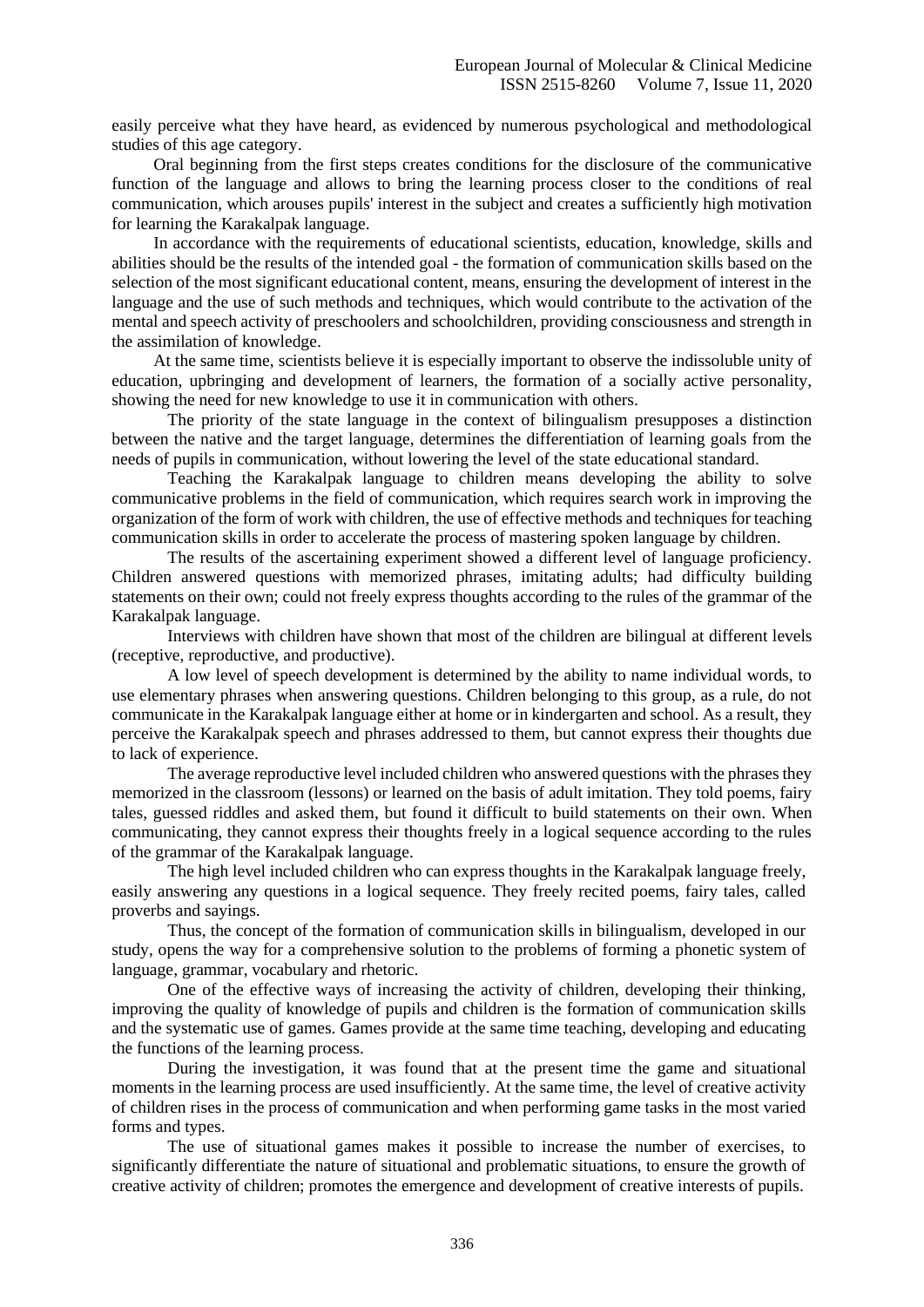easily perceive what they have heard, as evidenced by numerous psychological and methodological studies of this age category.

Oral beginning from the first steps creates conditions for the disclosure of the communicative function of the language and allows to bring the learning process closer to the conditions of real communication, which arouses pupils' interest in the subject and creates a sufficiently high motivation for learning the Karakalpak language.

In accordance with the requirements of educational scientists, education, knowledge, skills and abilities should be the results of the intended goal - the formation of communication skills based on the selection of the most significant educational content, means, ensuring the development of interest in the language and the use of such methods and techniques, which would contribute to the activation of the mental and speech activity of preschoolers and schoolchildren, providing consciousness and strength in the assimilation of knowledge.

At the same time, scientists believe it is especially important to observe the indissoluble unity of education, upbringing and development of learners, the formation of a socially active personality, showing the need for new knowledge to use it in communication with others.

The priority of the state language in the context of bilingualism presupposes a distinction between the native and the target language, determines the differentiation of learning goals from the needs of pupils in communication, without lowering the level of the state educational standard.

Teaching the Karakalpak language to children means developing the ability to solve communicative problems in the field of communication, which requires search work in improving the organization of the form of work with children, the use of effective methods and techniques for teaching communication skills in order to accelerate the process of mastering spoken language by children.

The results of the ascertaining experiment showed a different level of language proficiency. Children answered questions with memorized phrases, imitating adults; had difficulty building statements on their own; could not freely express thoughts according to the rules of the grammar of the Karakalpak language.

Interviews with children have shown that most of the children are bilingual at different levels (receptive, reproductive, and productive).

A low level of speech development is determined by the ability to name individual words, to use elementary phrases when answering questions. Children belonging to this group, as a rule, do not communicate in the Karakalpak language either at home or in kindergarten and school. As a result, they perceive the Karakalpak speech and phrases addressed to them, but cannot express their thoughts due to lack of experience.

The average reproductive level included children who answered questions with the phrases they memorized in the classroom (lessons) or learned on the basis of adult imitation. They told poems, fairy tales, guessed riddles and asked them, but found it difficult to build statements on their own. When communicating, they cannot express their thoughts freely in a logical sequence according to the rules of the grammar of the Karakalpak language.

The high level included children who can express thoughts in the Karakalpak language freely, easily answering any questions in a logical sequence. They freely recited poems, fairy tales, called proverbs and sayings.

Thus, the concept of the formation of communication skills in bilingualism, developed in our study, opens the way for a comprehensive solution to the problems of forming a phonetic system of language, grammar, vocabulary and rhetoric.

One of the effective ways of increasing the activity of children, developing their thinking, improving the quality of knowledge of pupils and children is the formation of communication skills and the systematic use of games. Games provide at the same time teaching, developing and educating the functions of the learning process.

During the investigation, it was found that at the present time the game and situational moments in the learning process are used insufficiently. At the same time, the level of creative activity of children rises in the process of communication and when performing game tasks in the most varied forms and types.

The use of situational games makes it possible to increase the number of exercises, to significantly differentiate the nature of situational and problematic situations, to ensure the growth of creative activity of children; promotes the emergence and development of creative interests of pupils.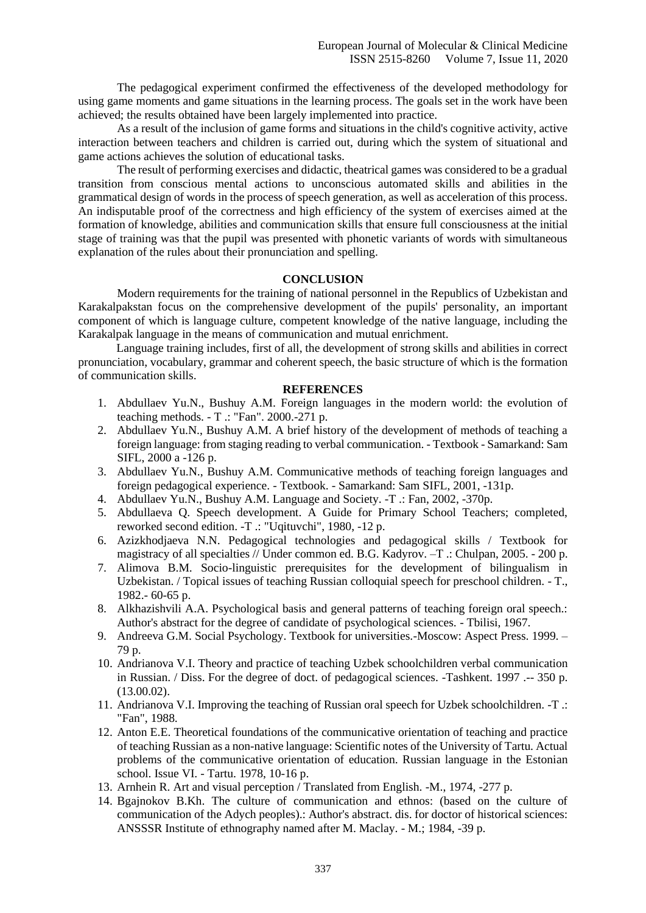The pedagogical experiment confirmed the effectiveness of the developed methodology for using game moments and game situations in the learning process. The goals set in the work have been achieved; the results obtained have been largely implemented into practice.

As a result of the inclusion of game forms and situations in the child's cognitive activity, active interaction between teachers and children is carried out, during which the system of situational and game actions achieves the solution of educational tasks.

The result of performing exercises and didactic, theatrical games was considered to be a gradual transition from conscious mental actions to unconscious automated skills and abilities in the grammatical design of words in the process of speech generation, as well as acceleration of this process. An indisputable proof of the correctness and high efficiency of the system of exercises aimed at the formation of knowledge, abilities and communication skills that ensure full consciousness at the initial stage of training was that the pupil was presented with phonetic variants of words with simultaneous explanation of the rules about their pronunciation and spelling.

## CONCLUSION

Modern requirements for the training of national personnel in the Republics of Uzbekistan and Karakalpakstan focus on the comprehensive development of the pupils' personality, an important component of which is language culture, competent knowledge of the native language, including the Karakalpak language in the means of communication and mutual enrichment.

Language training includes, first of all, the development of strong skills and abilities in correct pronunciation, vocabulary, grammar and coherent speech, the basic structure of which is the formation of communication skills.

## REFERENCES

1. Abdullaev Yu.N., Bushuy A.M. Foreign languages in the modern world: the evolution of teaching methods. - T .: "Fan". 2000.-271 p.
2. Abdullaev Yu.N., Bushuy A.M. A brief history of the development of methods of teaching a foreign language: from staging reading to verbal communication. - Textbook - Samarkand: Sam SIFL, 2000 a -126 p.
3. Abdullaev Yu.N., Bushuy A.M. Communicative methods of teaching foreign languages and foreign pedagogical experience. - Textbook. - Samarkand: Sam SIFL, 2001, -131p.
4. Abdullaev Yu.N., Bushuy A.M. Language and Society. -T .: Fan, 2002, -370p.
5. Abdullaeva Q. Speech development. A Guide for Primary School Teachers; completed, reworked second edition. -T .: "Uqituvchi", 1980, -12 p.
6. Azizkhodjaeva N.N. Pedagogical technologies and pedagogical skills / Textbook for magistracy of all specialties // Under common ed. B.G. Kadyrov. –T .: Chulpan, 2005. - 200 p.
7. Alimova B.M. Socio-linguistic prerequisites for the development of bilingualism in Uzbekistan. / Topical issues of teaching Russian colloquial speech for preschool children. - T., 1982.- 60-65 p.
8. Alkhazishvili A.A. Psychological basis and general patterns of teaching foreign oral speech.: Author's abstract for the degree of candidate of psychological sciences. - Tbilisi, 1967.
9. Andreeva G.M. Social Psychology. Textbook for universities.-Moscow: Aspect Press. 1999. – 79 p.
10. Andrianova V.I. Theory and practice of teaching Uzbek schoolchildren verbal communication in Russian. / Diss. For the degree of doct. of pedagogical sciences. -Tashkent. 1997 .-- 350 p. (13.00.02).
11. Andrianova V.I. Improving the teaching of Russian oral speech for Uzbek schoolchildren. -T .: "Fan", 1988.
12. Anton E.E. Theoretical foundations of the communicative orientation of teaching and practice of teaching Russian as a non-native language: Scientific notes of the University of Tartu. Actual problems of the communicative orientation of education. Russian language in the Estonian school. Issue VI. - Tartu. 1978, 10-16 p.
13. Arnhein R. Art and visual perception / Translated from English. -M., 1974, -277 p.
14. Bgajnokov B.Kh. The culture of communication and ethnos: (based on the culture of communication of the Adych peoples).: Author's abstract. dis. for doctor of historical sciences: ANSSSR Institute of ethnography named after M. Maclay. - M.; 1984, -39 p.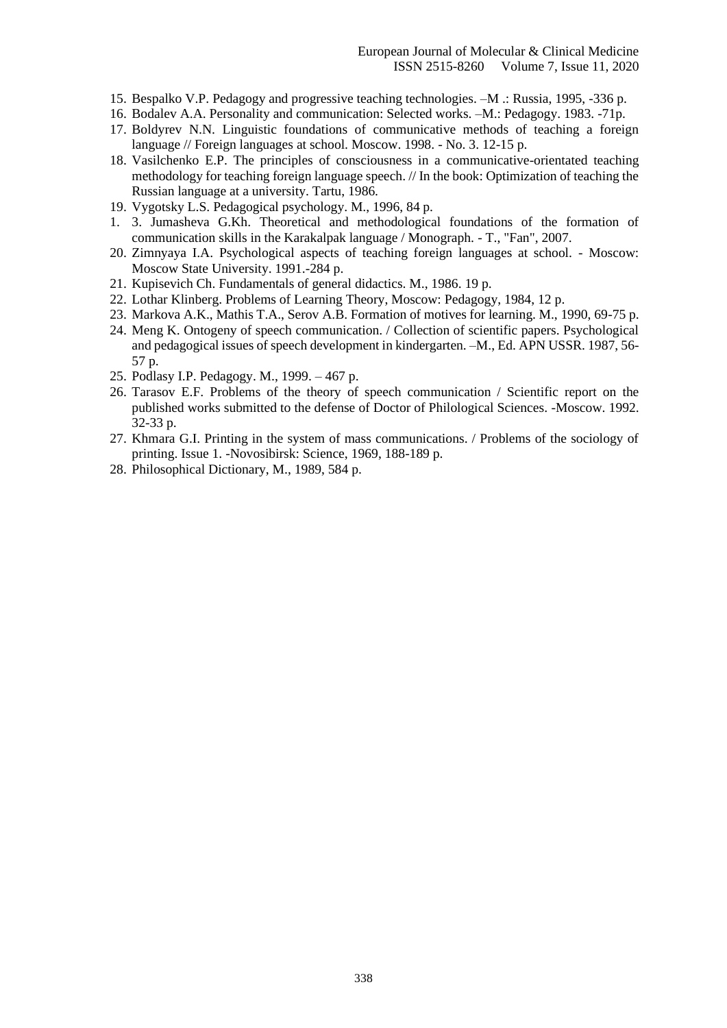15. Bespalko V.P. Pedagogy and progressive teaching technologies. –M .: Russia, 1995, -336 p.
16. Bodalev A.A. Personality and communication: Selected works. –M.: Pedagogy. 1983. -71p.
17. Boldyrev N.N. Linguistic foundations of communicative methods of teaching a foreign language // Foreign languages at school. Moscow. 1998. - No. 3. 12-15 p.
18. Vasilchenko E.P. The principles of consciousness in a communicative-orientated teaching methodology for teaching foreign language speech. // In the book: Optimization of teaching the Russian language at a university. Tartu, 1986.
19. Vygotsky L.S. Pedagogical psychology. M., 1996, 84 p.

1. 3. Jumasheva G.Kh. Theoretical and methodological foundations of the formation of communication skills in the Karakalpak language / Monograph. - T., "Fan", 2007.

20. Zimnyaya I.A. Psychological aspects of teaching foreign languages at school. - Moscow: Moscow State University. 1991.-284 p.
21. Kupisevich Ch. Fundamentals of general didactics. M., 1986. 19 p.
22. Lothar Klinberg. Problems of Learning Theory, Moscow: Pedagogy, 1984, 12 p.
23. Markova A.K., Mathis T.A., Serov A.B. Formation of motives for learning. M., 1990, 69-75 p.
24. Meng K. Ontogeny of speech communication. / Collection of scientific papers. Psychological and pedagogical issues of speech development in kindergarten. –M., Ed. APN USSR. 1987, 56-57 p.
25. Podlasy I.P. Pedagogy. M., 1999. – 467 p.
26. Tarasov E.F. Problems of the theory of speech communication / Scientific report on the published works submitted to the defense of Doctor of Philological Sciences. -Moscow. 1992. 32-33 p.
27. Khmara G.I. Printing in the system of mass communications. / Problems of the sociology of printing. Issue 1. -Novosibirsk: Science, 1969, 188-189 p.
28. Philosophical Dictionary, M., 1989, 584 p.